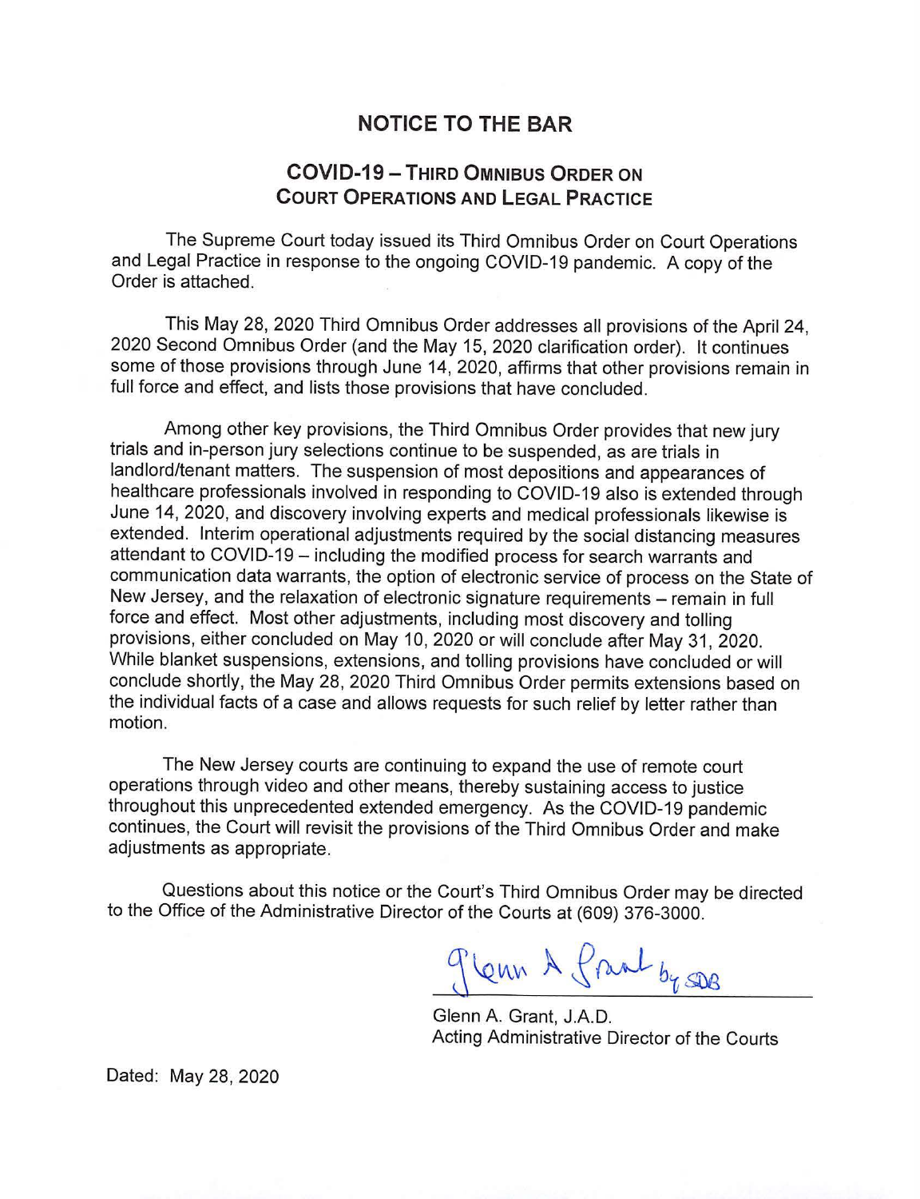# NOTICE TO THE BAR

## COVID-19 – THIRD OMNIBUS ORDER ON COURT OPERATIONS AND LEGAL PRACTICE

The Supreme Court today issued its Third Omnibus Order on Court Operations and Legal Practice in response to the ongoing COVID-19 pandemic. A copy of the Order is attached.

This May 28, 2020 Third Omnibus Order addresses all provisions of the April 24, 2020 Second Omnibus Order (and the May 15, 2020 clarification order). It continues some of those provisions through June 14, 2020, affirms that other provisions remain in full force and effect, and lists those provisions that have concluded.

Among other key provisions, the Third Omnibus Order provides that new jury trials and in-person jury selections continue to be suspended, as are trials in landlord/tenant matters. The suspension of most depositions and appearances of healthcare professionals involved in responding to COVID-19 also is extended through June 14, 2020, and discovery involving experts and medical professionals likewise is extended. Interim operational adjustments required by the social distancing measures attendant to COVID-19 – including the modified process for search warrants and communication data warrants, the option of electronic service of process on the State of New Jersey, and the relaxation of electronic signature requirements – remain in full force and effect. Most other adjustments, including most discovery and tolling provisions, either concluded on May 10, 2020 or will conclude after May 31, 2020. While blanket suspensions, extensions, and tolling provisions have concluded or will conclude shortly, the May 28, 2020 Third Omnibus Order permits extensions based on the individual facts of a case and allows requests for such relief by letter rather than motion.

The New Jersey courts are continuing to expand the use of remote court operations through video and other means, thereby sustaining access to justice throughout this unprecedented extended emergency. As the COVID-19 pandemic continues, the Court will revisit the provisions of the Third Omnibus Order and make adjustments as appropriate.

Questions about this notice or the Court's Third Omnibus Order may be directed to the Office of the Administrative Director of the Courts at (609) 376-3000.

Glenn A. Grant by SDB

Glenn A. Grant, J.A.D.
Acting Administrative Director of the Courts

Dated: May 28, 2020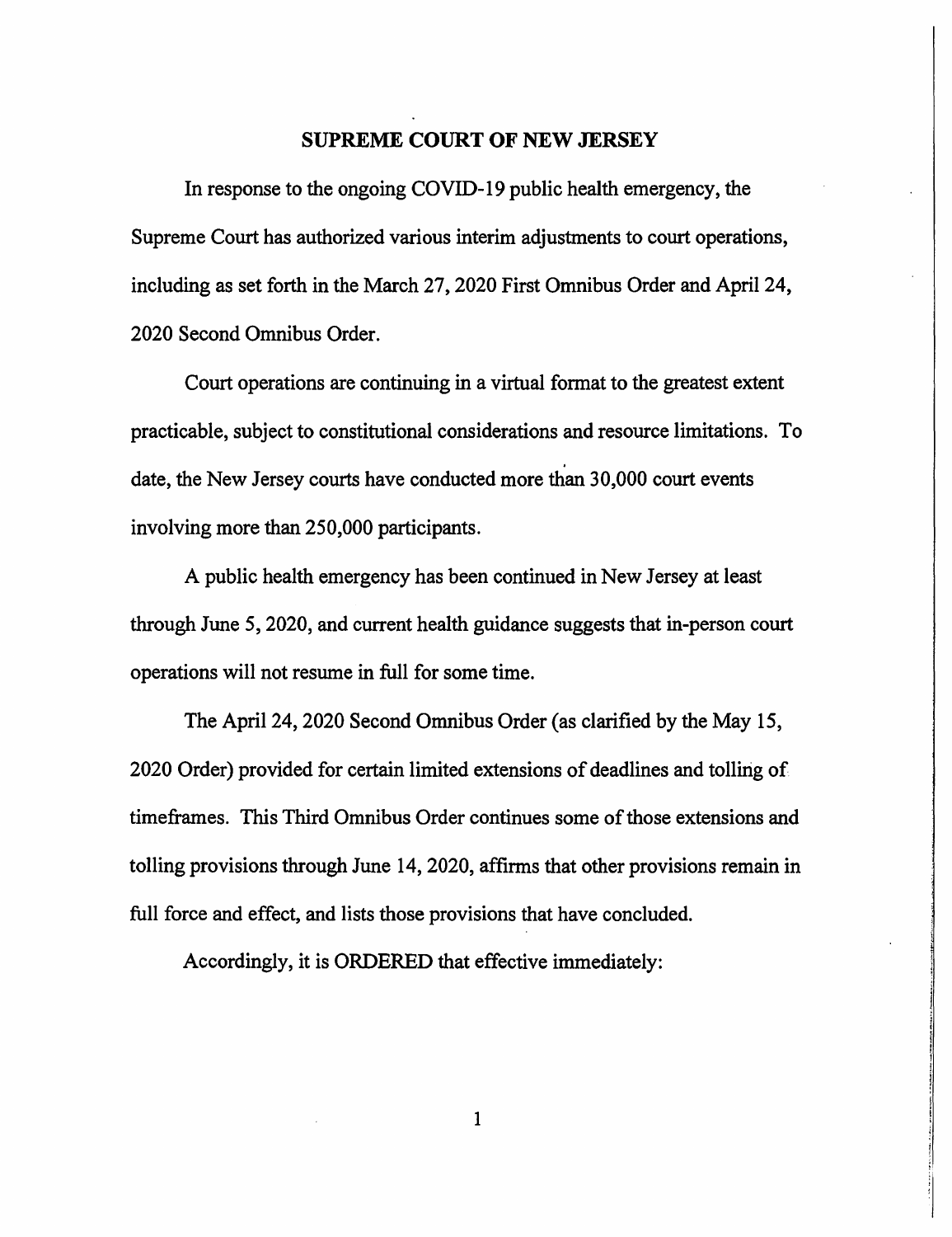## SUPREME COURT OF NEW JERSEY

In response to the ongoing COVID-19 public health emergency, the Supreme Court has authorized various interim adjustments to court operations, including as set forth in the March 27, 2020 First Omnibus Order and April 24, 2020 Second Omnibus Order.

Court operations are continuing in a virtual format to the greatest extent practicable, subject to constitutional considerations and resource limitations. To date, the New Jersey courts have conducted more than 30,000 court events involving more than 250,000 participants.

A public health emergency has been continued in New Jersey at least through June 5, 2020, and current health guidance suggests that in-person court operations will not resume in full for some time.

The April 24, 2020 Second Omnibus Order (as clarified by the May 15, 2020 Order) provided for certain limited extensions of deadlines and tolling of timeframes. This Third Omnibus Order continues some of those extensions and tolling provisions through June 14, 2020, affirms that other provisions remain in full force and effect, and lists those provisions that have concluded.

Accordingly, it is ORDERED that effective immediately: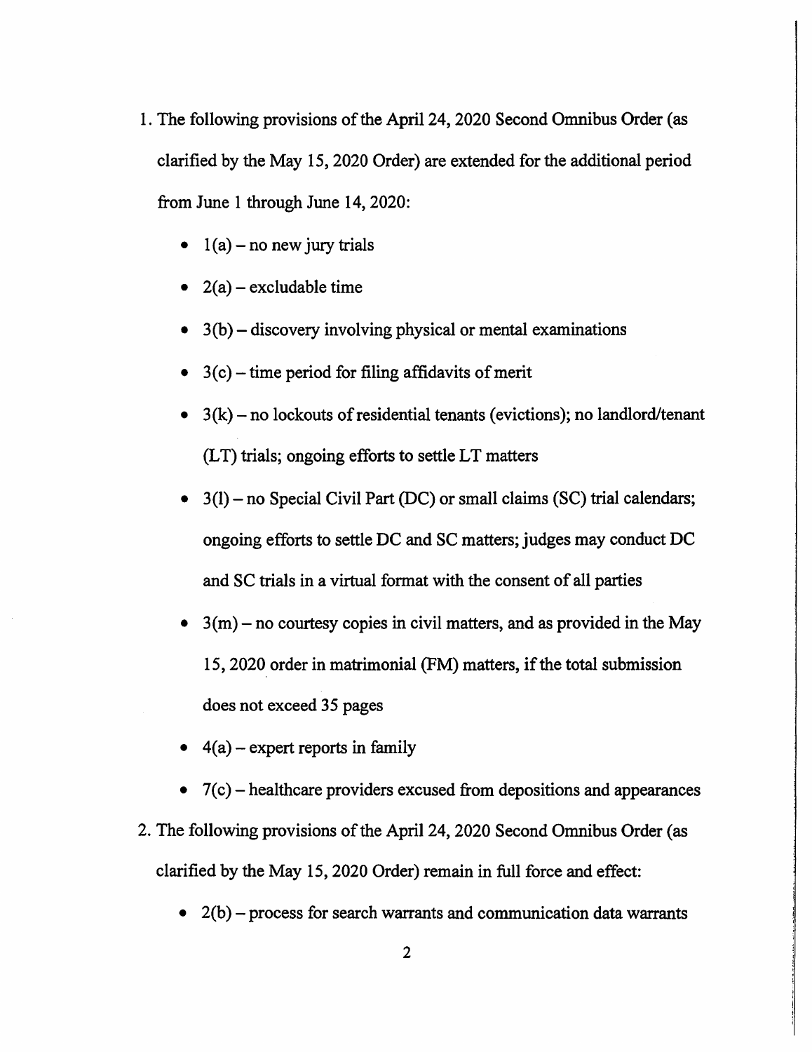1. The following provisions of the April 24, 2020 Second Omnibus Order (as clarified by the May 15, 2020 Order) are extended for the additional period from June 1 through June 14, 2020:

   - 1(a) – no new jury trials
   - 2(a) – excludable time
   - 3(b) – discovery involving physical or mental examinations
   - 3(c) – time period for filing affidavits of merit
   - 3(k) – no lockouts of residential tenants (evictions); no landlord/tenant (LT) trials; ongoing efforts to settle LT matters
   - 3(l) – no Special Civil Part (DC) or small claims (SC) trial calendars; ongoing efforts to settle DC and SC matters; judges may conduct DC and SC trials in a virtual format with the consent of all parties
   - 3(m) – no courtesy copies in civil matters, and as provided in the May 15, 2020 order in matrimonial (FM) matters, if the total submission does not exceed 35 pages
   - 4(a) – expert reports in family
   - 7(c) – healthcare providers excused from depositions and appearances

2. The following provisions of the April 24, 2020 Second Omnibus Order (as clarified by the May 15, 2020 Order) remain in full force and effect:

   - 2(b) – process for search warrants and communication data warrants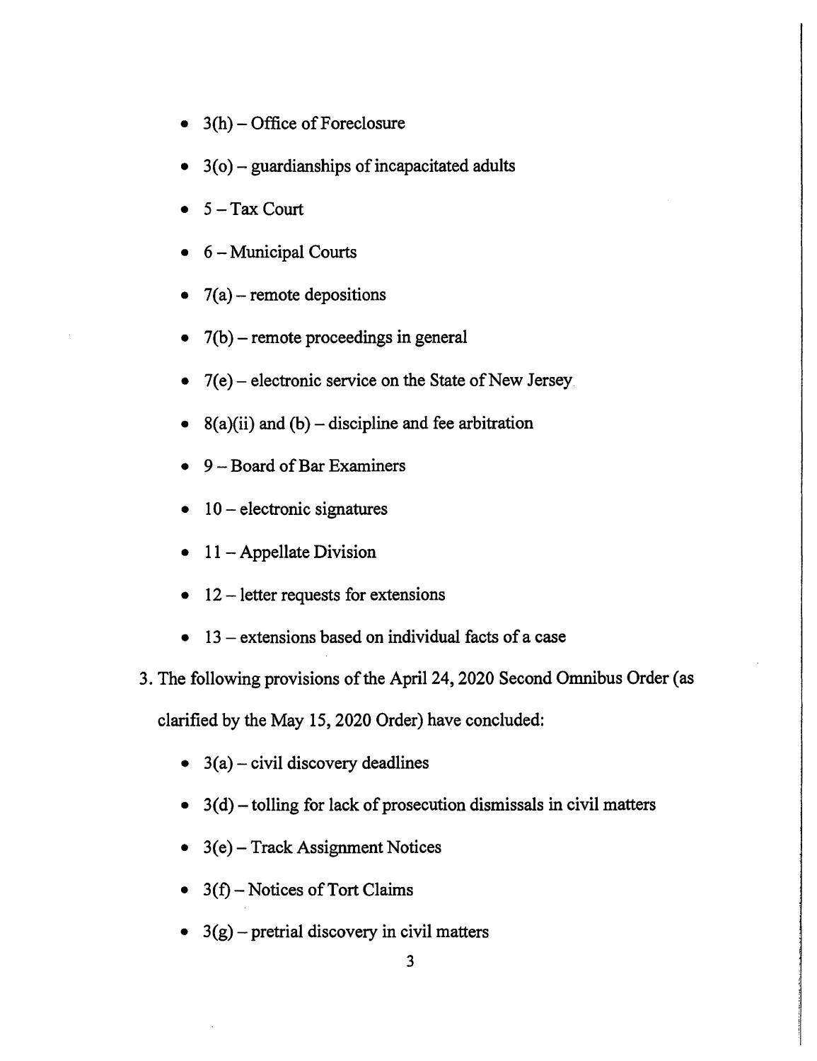- 3(h) – Office of Foreclosure
- 3(o) – guardianships of incapacitated adults
- 5 – Tax Court
- 6 – Municipal Courts
- 7(a) – remote depositions
- 7(b) – remote proceedings in general
- 7(e) – electronic service on the State of New Jersey
- 8(a)(ii) and (b) – discipline and fee arbitration
- 9 – Board of Bar Examiners
- 10 – electronic signatures
- 11 – Appellate Division
- 12 – letter requests for extensions
- 13 – extensions based on individual facts of a case

3. The following provisions of the April 24, 2020 Second Omnibus Order (as clarified by the May 15, 2020 Order) have concluded:

    - 3(a) – civil discovery deadlines
    - 3(d) – tolling for lack of prosecution dismissals in civil matters
    - 3(e) – Track Assignment Notices
    - 3(f) – Notices of Tort Claims
    - 3(g) – pretrial discovery in civil matters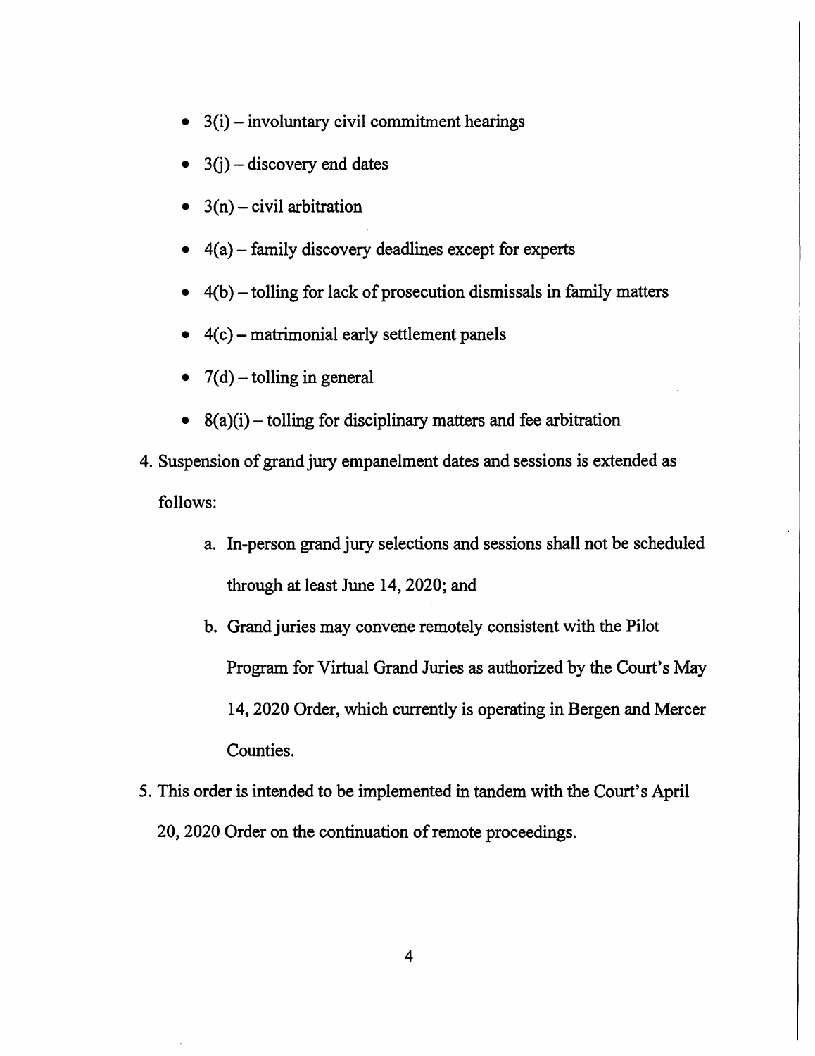- 3(i) – involuntary civil commitment hearings
- 3(j) – discovery end dates
- 3(n) – civil arbitration
- 4(a) – family discovery deadlines except for experts
- 4(b) – tolling for lack of prosecution dismissals in family matters
- 4(c) – matrimonial early settlement panels
- 7(d) – tolling in general
- 8(a)(i) – tolling for disciplinary matters and fee arbitration

4. Suspension of grand jury empanelment dates and sessions is extended as follows:

    a. In-person grand jury selections and sessions shall not be scheduled through at least June 14, 2020; and

    b. Grand juries may convene remotely consistent with the Pilot Program for Virtual Grand Juries as authorized by the Court's May 14, 2020 Order, which currently is operating in Bergen and Mercer Counties.

5. This order is intended to be implemented in tandem with the Court's April 20, 2020 Order on the continuation of remote proceedings.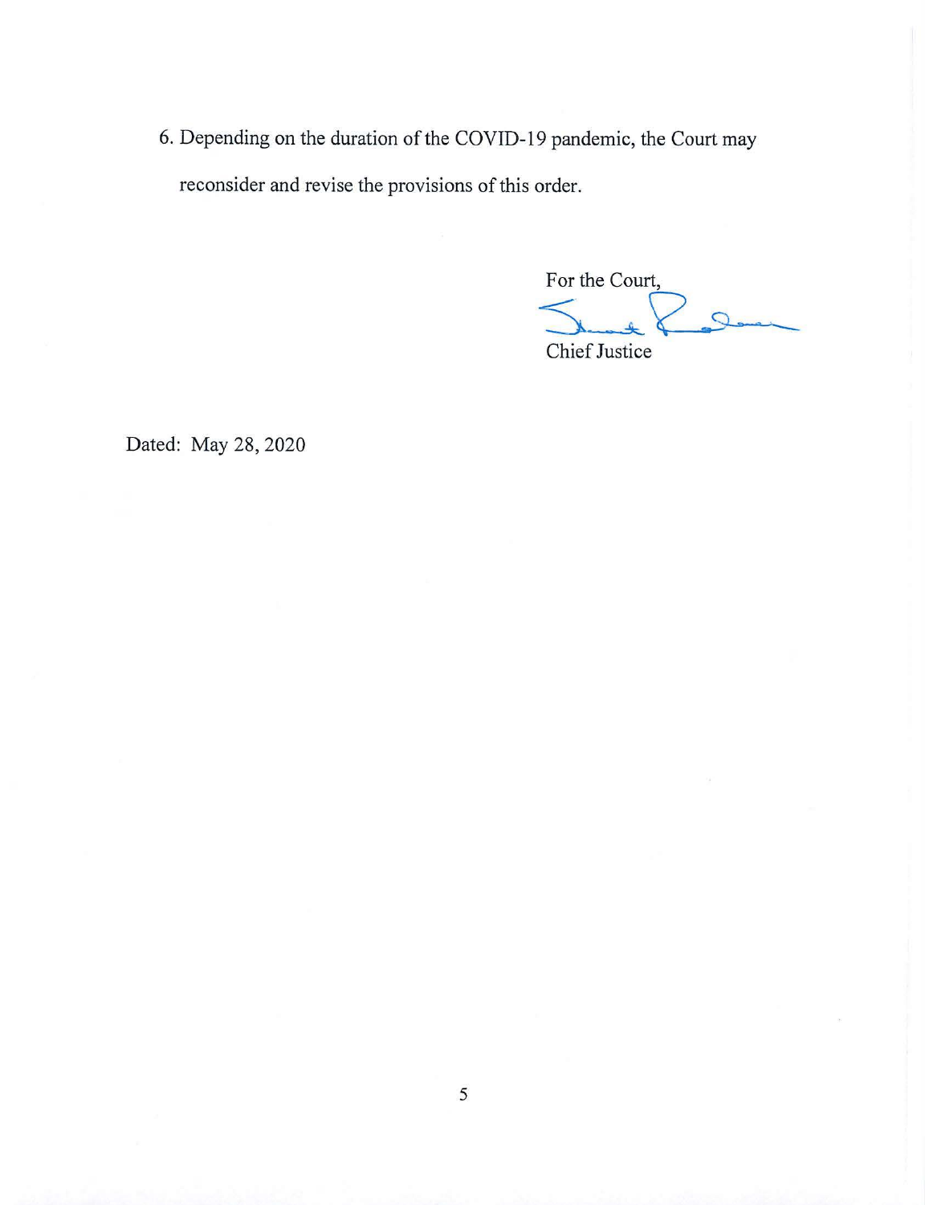6. Depending on the duration of the COVID-19 pandemic, the Court may reconsider and revise the provisions of this order.

For the Court,

Chief Justice

Dated: May 28, 2020